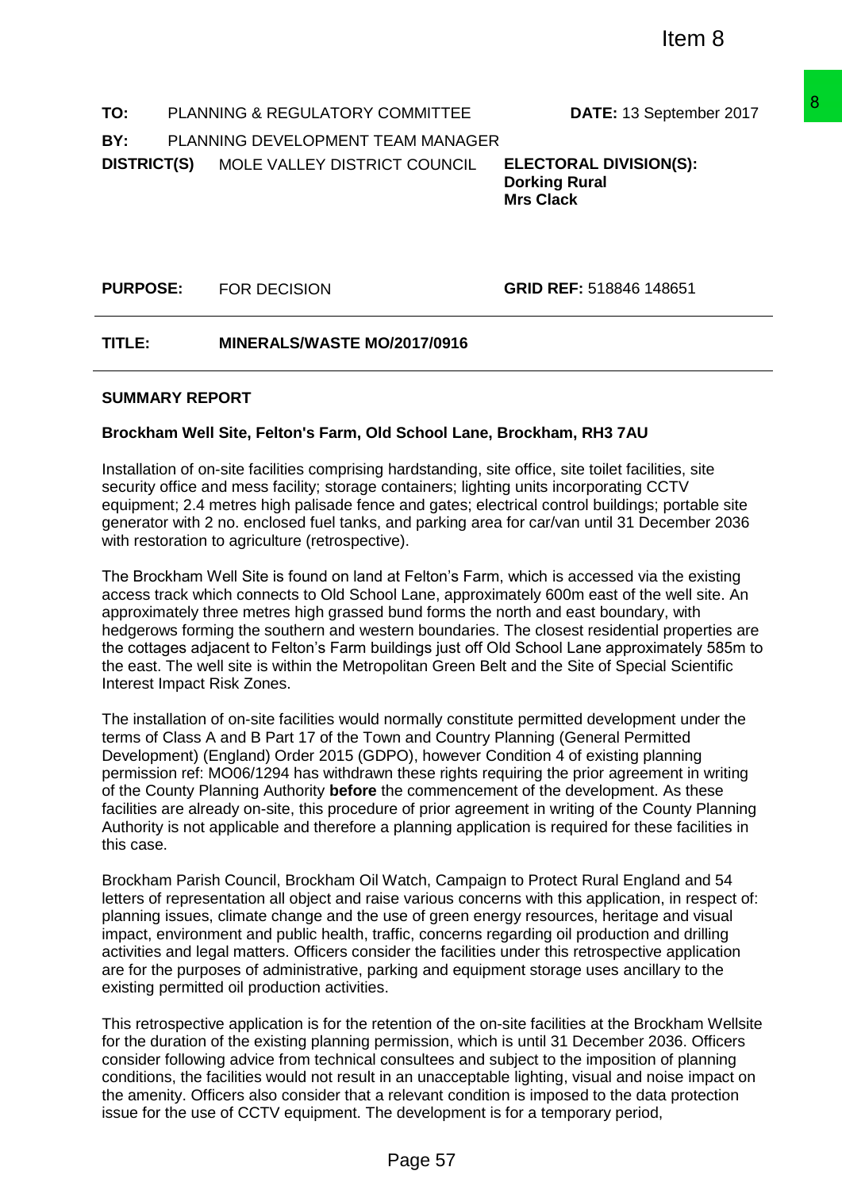Item 8

| | | | |
|---|---|---|---|
| **TO:** | PLANNING & REGULATORY COMMITTEE | | **DATE:** 13 September 2017 |
| **BY:** | PLANNING DEVELOPMENT TEAM MANAGER | | |
| **DISTRICT(S)** | MOLE VALLEY DISTRICT COUNCIL | | **ELECTORAL DIVISION(S):** **Dorking Rural** **Mrs Clack** |
| **PURPOSE:** | FOR DECISION | | **GRID REF:** 518846 148651 |

**TITLE:** **MINERALS/WASTE MO/2017/0916**

**SUMMARY REPORT**

**Brockham Well Site, Felton's Farm, Old School Lane, Brockham, RH3 7AU**

Installation of on-site facilities comprising hardstanding, site office, site toilet facilities, site security office and mess facility; storage containers; lighting units incorporating CCTV equipment; 2.4 metres high palisade fence and gates; electrical control buildings; portable site generator with 2 no. enclosed fuel tanks, and parking area for car/van until 31 December 2036 with restoration to agriculture (retrospective).

The Brockham Well Site is found on land at Felton's Farm, which is accessed via the existing access track which connects to Old School Lane, approximately 600m east of the well site. An approximately three metres high grassed bund forms the north and east boundary, with hedgerows forming the southern and western boundaries. The closest residential properties are the cottages adjacent to Felton's Farm buildings just off Old School Lane approximately 585m to the east. The well site is within the Metropolitan Green Belt and the Site of Special Scientific Interest Impact Risk Zones.

The installation of on-site facilities would normally constitute permitted development under the terms of Class A and B Part 17 of the Town and Country Planning (General Permitted Development) (England) Order 2015 (GDPO), however Condition 4 of existing planning permission ref: MO06/1294 has withdrawn these rights requiring the prior agreement in writing of the County Planning Authority **before** the commencement of the development. As these facilities are already on-site, this procedure of prior agreement in writing of the County Planning Authority is not applicable and therefore a planning application is required for these facilities in this case.

Brockham Parish Council, Brockham Oil Watch, Campaign to Protect Rural England and 54 letters of representation all object and raise various concerns with this application, in respect of: planning issues, climate change and the use of green energy resources, heritage and visual impact, environment and public health, traffic, concerns regarding oil production and drilling activities and legal matters. Officers consider the facilities under this retrospective application are for the purposes of administrative, parking and equipment storage uses ancillary to the existing permitted oil production activities.

This retrospective application is for the retention of the on-site facilities at the Brockham Wellsite for the duration of the existing planning permission, which is until 31 December 2036. Officers consider following advice from technical consultees and subject to the imposition of planning conditions, the facilities would not result in an unacceptable lighting, visual and noise impact on the amenity. Officers also consider that a relevant condition is imposed to the data protection issue for the use of CCTV equipment. The development is for a temporary period,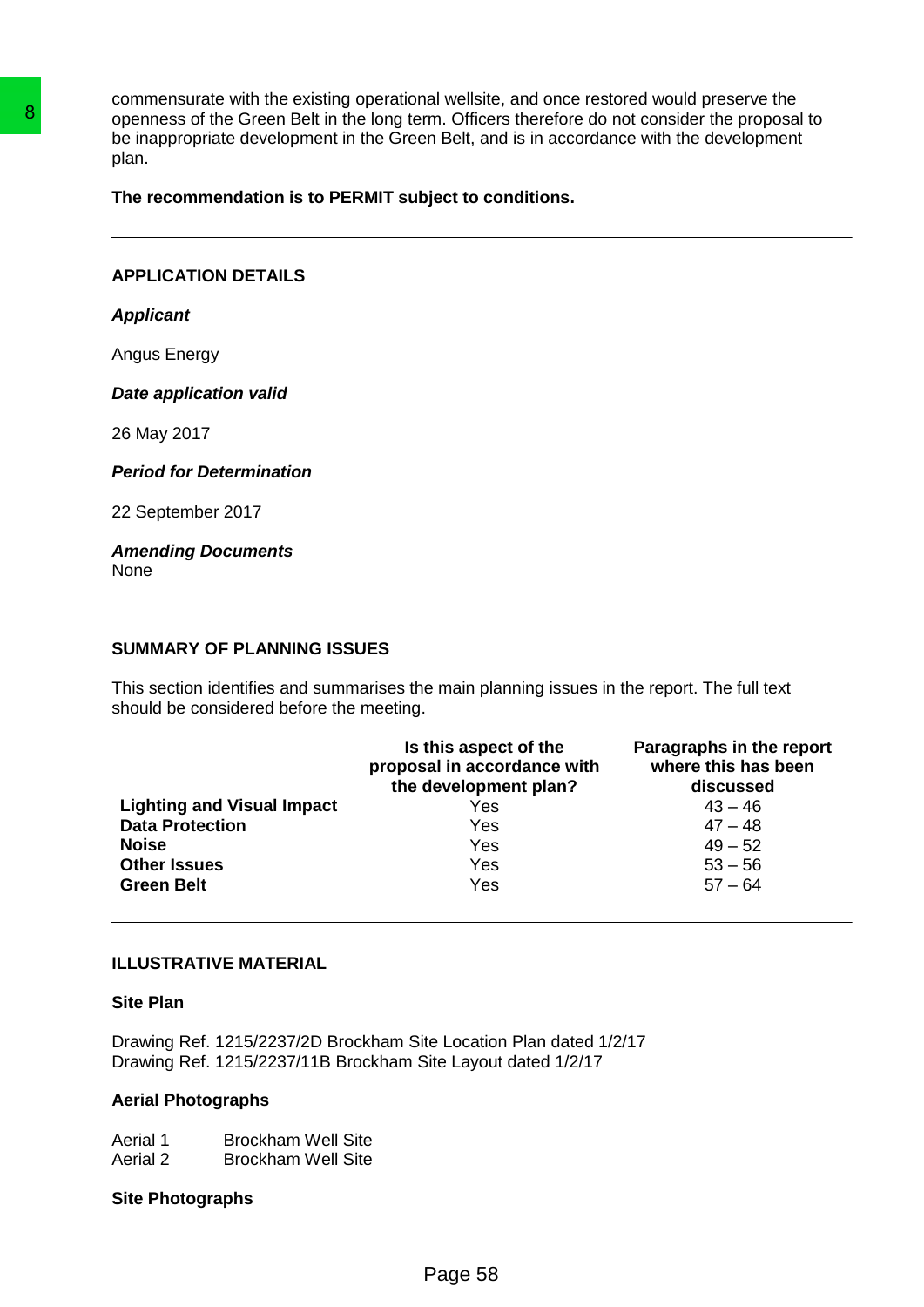commensurate with the existing operational wellsite, and once restored would preserve the openness of the Green Belt in the long term. Officers therefore do not consider the proposal to be inappropriate development in the Green Belt, and is in accordance with the development plan.

**The recommendation is to PERMIT subject to conditions.**

---

## APPLICATION DETAILS

***Applicant***

Angus Energy

***Date application valid***

26 May 2017

***Period for Determination***

22 September 2017

***Amending Documents***

None

---

## SUMMARY OF PLANNING ISSUES

This section identifies and summarises the main planning issues in the report. The full text should be considered before the meeting.

| | Is this aspect of the proposal in accordance with the development plan? | Paragraphs in the report where this has been discussed |
|---|---|---|
| **Lighting and Visual Impact** | Yes | 43 – 46 |
| **Data Protection** | Yes | 47 – 48 |
| **Noise** | Yes | 49 – 52 |
| **Other Issues** | Yes | 53 – 56 |
| **Green Belt** | Yes | 57 – 64 |

---

## ILLUSTRATIVE MATERIAL

**Site Plan**

Drawing Ref. 1215/2237/2D Brockham Site Location Plan dated 1/2/17
Drawing Ref. 1215/2237/11B Brockham Site Layout dated 1/2/17

**Aerial Photographs**

Aerial 1 Brockham Well Site
Aerial 2 Brockham Well Site

**Site Photographs**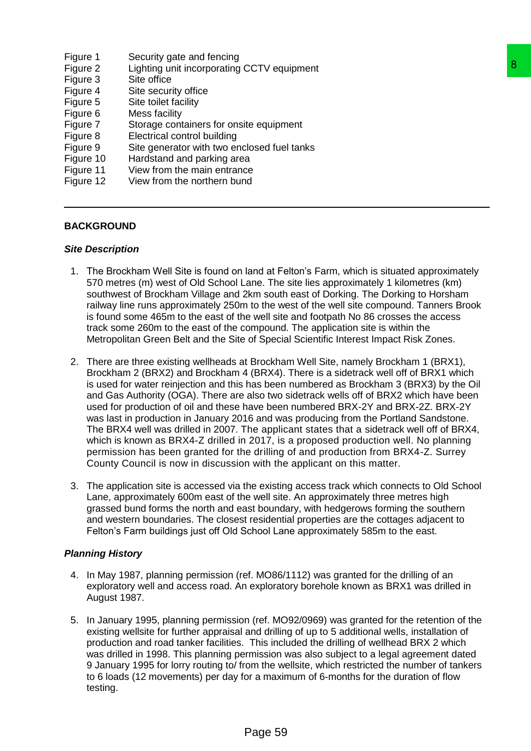| | |
|---|---|
| Figure 1 | Security gate and fencing |
| Figure 2 | Lighting unit incorporating CCTV equipment |
| Figure 3 | Site office |
| Figure 4 | Site security office |
| Figure 5 | Site toilet facility |
| Figure 6 | Mess facility |
| Figure 7 | Storage containers for onsite equipment |
| Figure 8 | Electrical control building |
| Figure 9 | Site generator with two enclosed fuel tanks |
| Figure 10 | Hardstand and parking area |
| Figure 11 | View from the main entrance |
| Figure 12 | View from the northern bund |

---

**BACKGROUND**

***Site Description***

1. The Brockham Well Site is found on land at Felton's Farm, which is situated approximately 570 metres (m) west of Old School Lane. The site lies approximately 1 kilometres (km) southwest of Brockham Village and 2km south east of Dorking. The Dorking to Horsham railway line runs approximately 250m to the west of the well site compound. Tanners Brook is found some 465m to the east of the well site and footpath No 86 crosses the access track some 260m to the east of the compound. The application site is within the Metropolitan Green Belt and the Site of Special Scientific Interest Impact Risk Zones.

2. There are three existing wellheads at Brockham Well Site, namely Brockham 1 (BRX1), Brockham 2 (BRX2) and Brockham 4 (BRX4). There is a sidetrack well off of BRX1 which is used for water reinjection and this has been numbered as Brockham 3 (BRX3) by the Oil and Gas Authority (OGA). There are also two sidetrack wells off of BRX2 which have been used for production of oil and these have been numbered BRX-2Y and BRX-2Z. BRX-2Y was last in production in January 2016 and was producing from the Portland Sandstone. The BRX4 well was drilled in 2007. The applicant states that a sidetrack well off of BRX4, which is known as BRX4-Z drilled in 2017, is a proposed production well. No planning permission has been granted for the drilling of and production from BRX4-Z. Surrey County Council is now in discussion with the applicant on this matter.

3. The application site is accessed via the existing access track which connects to Old School Lane, approximately 600m east of the well site. An approximately three metres high grassed bund forms the north and east boundary, with hedgerows forming the southern and western boundaries. The closest residential properties are the cottages adjacent to Felton's Farm buildings just off Old School Lane approximately 585m to the east.

***Planning History***

4. In May 1987, planning permission (ref. MO86/1112) was granted for the drilling of an exploratory well and access road. An exploratory borehole known as BRX1 was drilled in August 1987.

5. In January 1995, planning permission (ref. MO92/0969) was granted for the retention of the existing wellsite for further appraisal and drilling of up to 5 additional wells, installation of production and road tanker facilities. This included the drilling of wellhead BRX 2 which was drilled in 1998. This planning permission was also subject to a legal agreement dated 9 January 1995 for lorry routing to/ from the wellsite, which restricted the number of tankers to 6 loads (12 movements) per day for a maximum of 6-months for the duration of flow testing.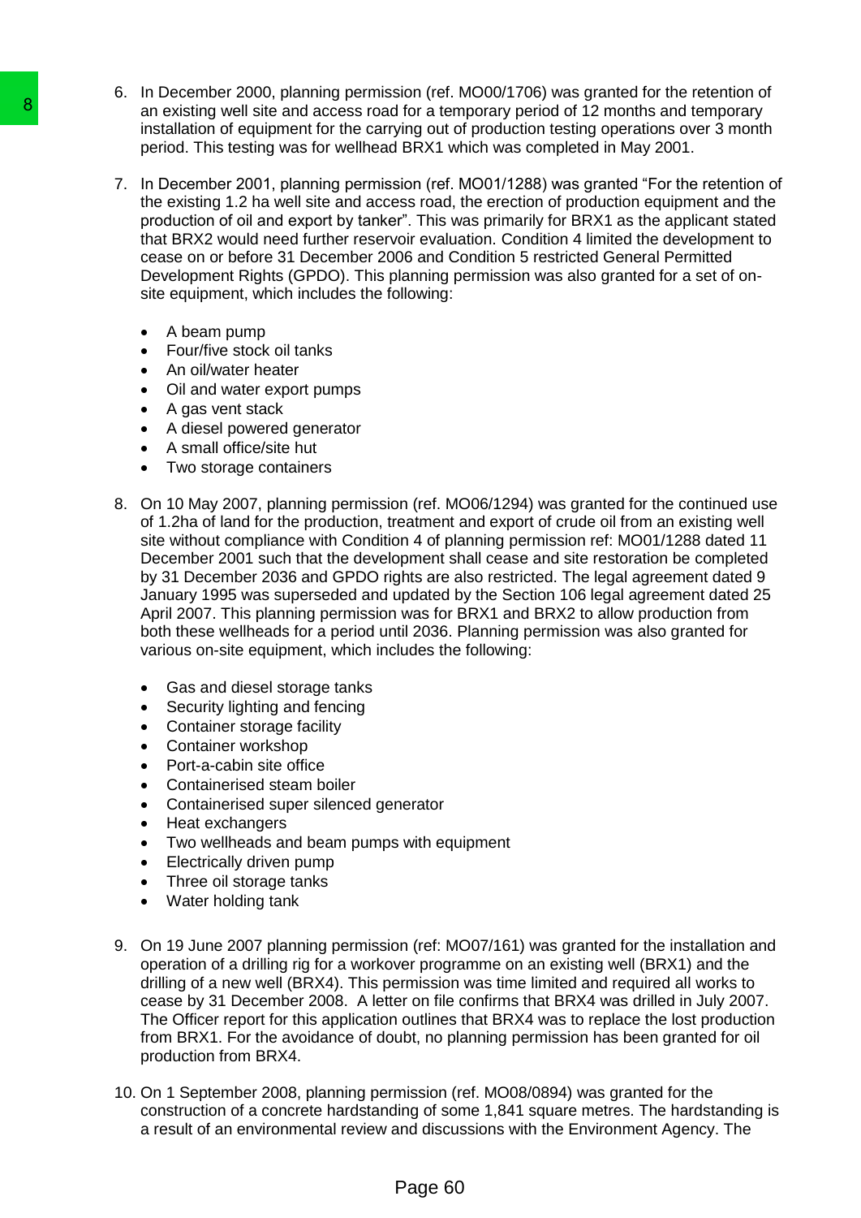6. In December 2000, planning permission (ref. MO00/1706) was granted for the retention of an existing well site and access road for a temporary period of 12 months and temporary installation of equipment for the carrying out of production testing operations over 3 month period. This testing was for wellhead BRX1 which was completed in May 2001.

7. In December 2001, planning permission (ref. MO01/1288) was granted "For the retention of the existing 1.2 ha well site and access road, the erection of production equipment and the production of oil and export by tanker". This was primarily for BRX1 as the applicant stated that BRX2 would need further reservoir evaluation. Condition 4 limited the development to cease on or before 31 December 2006 and Condition 5 restricted General Permitted Development Rights (GPDO). This planning permission was also granted for a set of on-site equipment, which includes the following:

   - A beam pump
   - Four/five stock oil tanks
   - An oil/water heater
   - Oil and water export pumps
   - A gas vent stack
   - A diesel powered generator
   - A small office/site hut
   - Two storage containers

8. On 10 May 2007, planning permission (ref. MO06/1294) was granted for the continued use of 1.2ha of land for the production, treatment and export of crude oil from an existing well site without compliance with Condition 4 of planning permission ref: MO01/1288 dated 11 December 2001 such that the development shall cease and site restoration be completed by 31 December 2036 and GPDO rights are also restricted. The legal agreement dated 9 January 1995 was superseded and updated by the Section 106 legal agreement dated 25 April 2007. This planning permission was for BRX1 and BRX2 to allow production from both these wellheads for a period until 2036. Planning permission was also granted for various on-site equipment, which includes the following:

   - Gas and diesel storage tanks
   - Security lighting and fencing
   - Container storage facility
   - Container workshop
   - Port-a-cabin site office
   - Containerised steam boiler
   - Containerised super silenced generator
   - Heat exchangers
   - Two wellheads and beam pumps with equipment
   - Electrically driven pump
   - Three oil storage tanks
   - Water holding tank

9. On 19 June 2007 planning permission (ref: MO07/161) was granted for the installation and operation of a drilling rig for a workover programme on an existing well (BRX1) and the drilling of a new well (BRX4). This permission was time limited and required all works to cease by 31 December 2008. A letter on file confirms that BRX4 was drilled in July 2007. The Officer report for this application outlines that BRX4 was to replace the lost production from BRX1. For the avoidance of doubt, no planning permission has been granted for oil production from BRX4.

10. On 1 September 2008, planning permission (ref. MO08/0894) was granted for the construction of a concrete hardstanding of some 1,841 square metres. The hardstanding is a result of an environmental review and discussions with the Environment Agency. The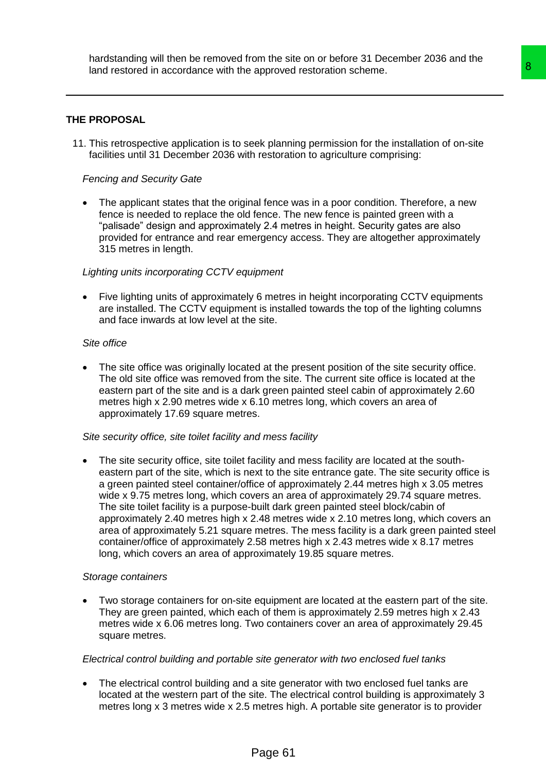hardstanding will then be removed from the site on or before 31 December 2036 and the land restored in accordance with the approved restoration scheme.

---

## THE PROPOSAL

11. This retrospective application is to seek planning permission for the installation of on-site facilities until 31 December 2036 with restoration to agriculture comprising:

*Fencing and Security Gate*

- The applicant states that the original fence was in a poor condition. Therefore, a new fence is needed to replace the old fence. The new fence is painted green with a "palisade" design and approximately 2.4 metres in height. Security gates are also provided for entrance and rear emergency access. They are altogether approximately 315 metres in length.

*Lighting units incorporating CCTV equipment*

- Five lighting units of approximately 6 metres in height incorporating CCTV equipments are installed. The CCTV equipment is installed towards the top of the lighting columns and face inwards at low level at the site.

*Site office*

- The site office was originally located at the present position of the site security office. The old site office was removed from the site. The current site office is located at the eastern part of the site and is a dark green painted steel cabin of approximately 2.60 metres high x 2.90 metres wide x 6.10 metres long, which covers an area of approximately 17.69 square metres.

*Site security office, site toilet facility and mess facility*

- The site security office, site toilet facility and mess facility are located at the south-eastern part of the site, which is next to the site entrance gate. The site security office is a green painted steel container/office of approximately 2.44 metres high x 3.05 metres wide x 9.75 metres long, which covers an area of approximately 29.74 square metres. The site toilet facility is a purpose-built dark green painted steel block/cabin of approximately 2.40 metres high x 2.48 metres wide x 2.10 metres long, which covers an area of approximately 5.21 square metres. The mess facility is a dark green painted steel container/office of approximately 2.58 metres high x 2.43 metres wide x 8.17 metres long, which covers an area of approximately 19.85 square metres.

*Storage containers*

- Two storage containers for on-site equipment are located at the eastern part of the site. They are green painted, which each of them is approximately 2.59 metres high x 2.43 metres wide x 6.06 metres long. Two containers cover an area of approximately 29.45 square metres.

*Electrical control building and portable site generator with two enclosed fuel tanks*

- The electrical control building and a site generator with two enclosed fuel tanks are located at the western part of the site. The electrical control building is approximately 3 metres long x 3 metres wide x 2.5 metres high. A portable site generator is to provider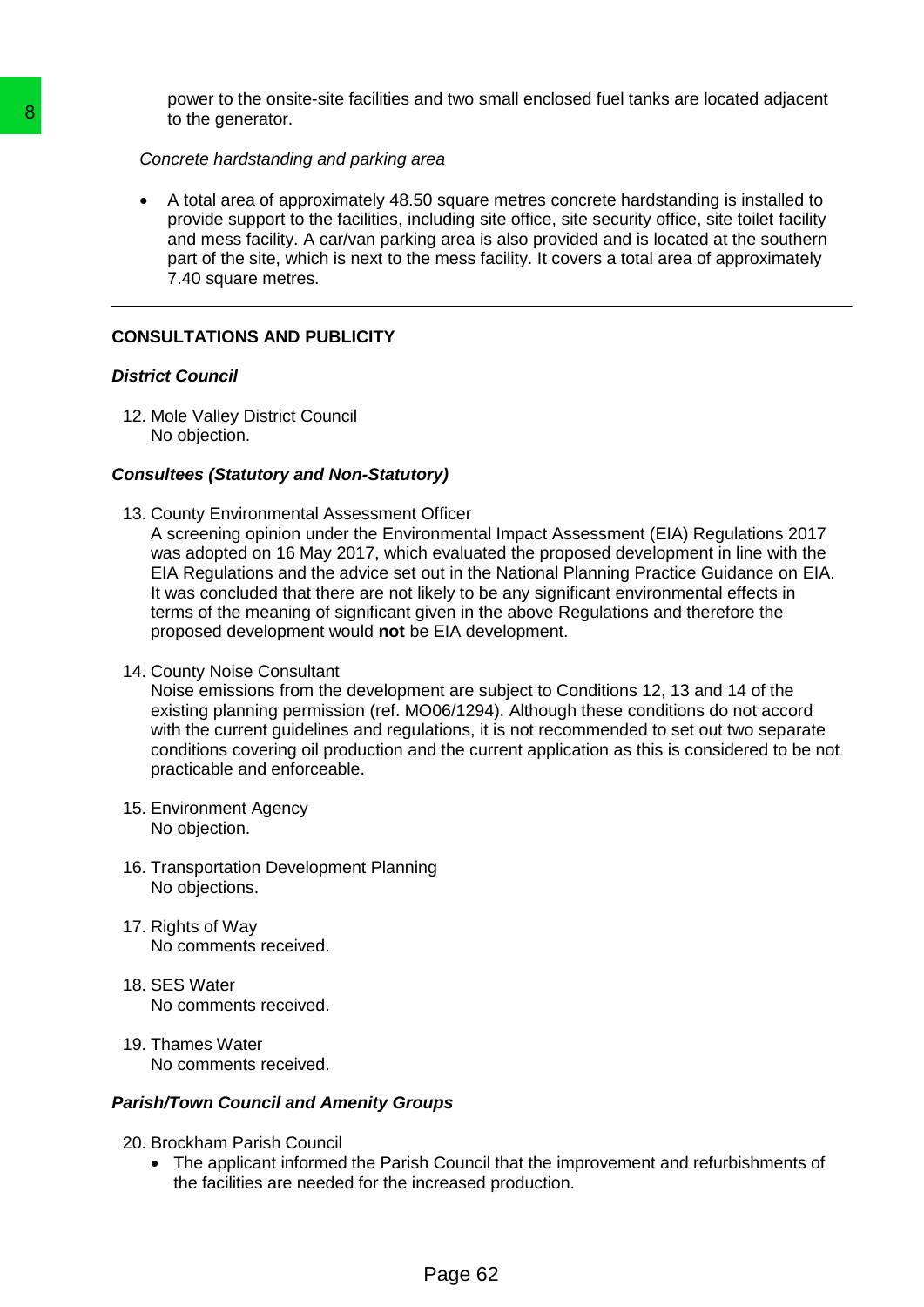power to the onsite-site facilities and two small enclosed fuel tanks are located adjacent to the generator.

*Concrete hardstanding and parking area*

- A total area of approximately 48.50 square metres concrete hardstanding is installed to provide support to the facilities, including site office, site security office, site toilet facility and mess facility. A car/van parking area is also provided and is located at the southern part of the site, which is next to the mess facility. It covers a total area of approximately 7.40 square metres.

---

## CONSULTATIONS AND PUBLICITY

***District Council***

12. Mole Valley District Council
    No objection.

***Consultees (Statutory and Non-Statutory)***

13. County Environmental Assessment Officer
    A screening opinion under the Environmental Impact Assessment (EIA) Regulations 2017 was adopted on 16 May 2017, which evaluated the proposed development in line with the EIA Regulations and the advice set out in the National Planning Practice Guidance on EIA. It was concluded that there are not likely to be any significant environmental effects in terms of the meaning of significant given in the above Regulations and therefore the proposed development would **not** be EIA development.

14. County Noise Consultant
    Noise emissions from the development are subject to Conditions 12, 13 and 14 of the existing planning permission (ref. MO06/1294). Although these conditions do not accord with the current guidelines and regulations, it is not recommended to set out two separate conditions covering oil production and the current application as this is considered to be not practicable and enforceable.

15. Environment Agency
    No objection.

16. Transportation Development Planning
    No objections.

17. Rights of Way
    No comments received.

18. SES Water
    No comments received.

19. Thames Water
    No comments received.

***Parish/Town Council and Amenity Groups***

20. Brockham Parish Council
    - The applicant informed the Parish Council that the improvement and refurbishments of the facilities are needed for the increased production.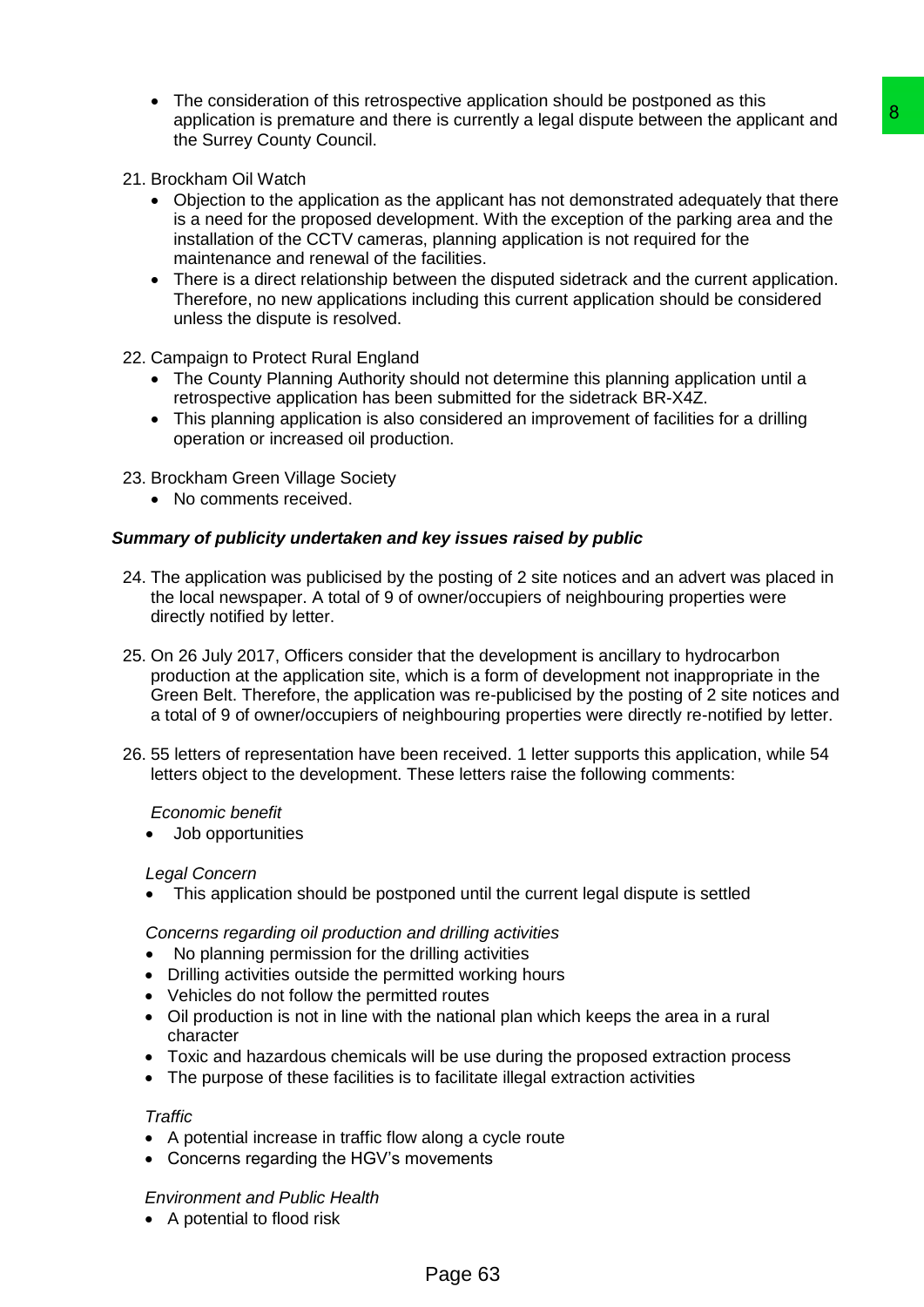- The consideration of this retrospective application should be postponed as this application is premature and there is currently a legal dispute between the applicant and the Surrey County Council.

21. Brockham Oil Watch
    - Objection to the application as the applicant has not demonstrated adequately that there is a need for the proposed development. With the exception of the parking area and the installation of the CCTV cameras, planning application is not required for the maintenance and renewal of the facilities.
    - There is a direct relationship between the disputed sidetrack and the current application. Therefore, no new applications including this current application should be considered unless the dispute is resolved.

22. Campaign to Protect Rural England
    - The County Planning Authority should not determine this planning application until a retrospective application has been submitted for the sidetrack BR-X4Z.
    - This planning application is also considered an improvement of facilities for a drilling operation or increased oil production.

23. Brockham Green Village Society
    - No comments received.

***Summary of publicity undertaken and key issues raised by public***

24. The application was publicised by the posting of 2 site notices and an advert was placed in the local newspaper. A total of 9 of owner/occupiers of neighbouring properties were directly notified by letter.

25. On 26 July 2017, Officers consider that the development is ancillary to hydrocarbon production at the application site, which is a form of development not inappropriate in the Green Belt. Therefore, the application was re-publicised by the posting of 2 site notices and a total of 9 of owner/occupiers of neighbouring properties were directly re-notified by letter.

26. 55 letters of representation have been received. 1 letter supports this application, while 54 letters object to the development. These letters raise the following comments:

*Economic benefit*

- Job opportunities

*Legal Concern*

- This application should be postponed until the current legal dispute is settled

*Concerns regarding oil production and drilling activities*

- No planning permission for the drilling activities
- Drilling activities outside the permitted working hours
- Vehicles do not follow the permitted routes
- Oil production is not in line with the national plan which keeps the area in a rural character
- Toxic and hazardous chemicals will be use during the proposed extraction process
- The purpose of these facilities is to facilitate illegal extraction activities

*Traffic*

- A potential increase in traffic flow along a cycle route
- Concerns regarding the HGV's movements

*Environment and Public Health*

- A potential to flood risk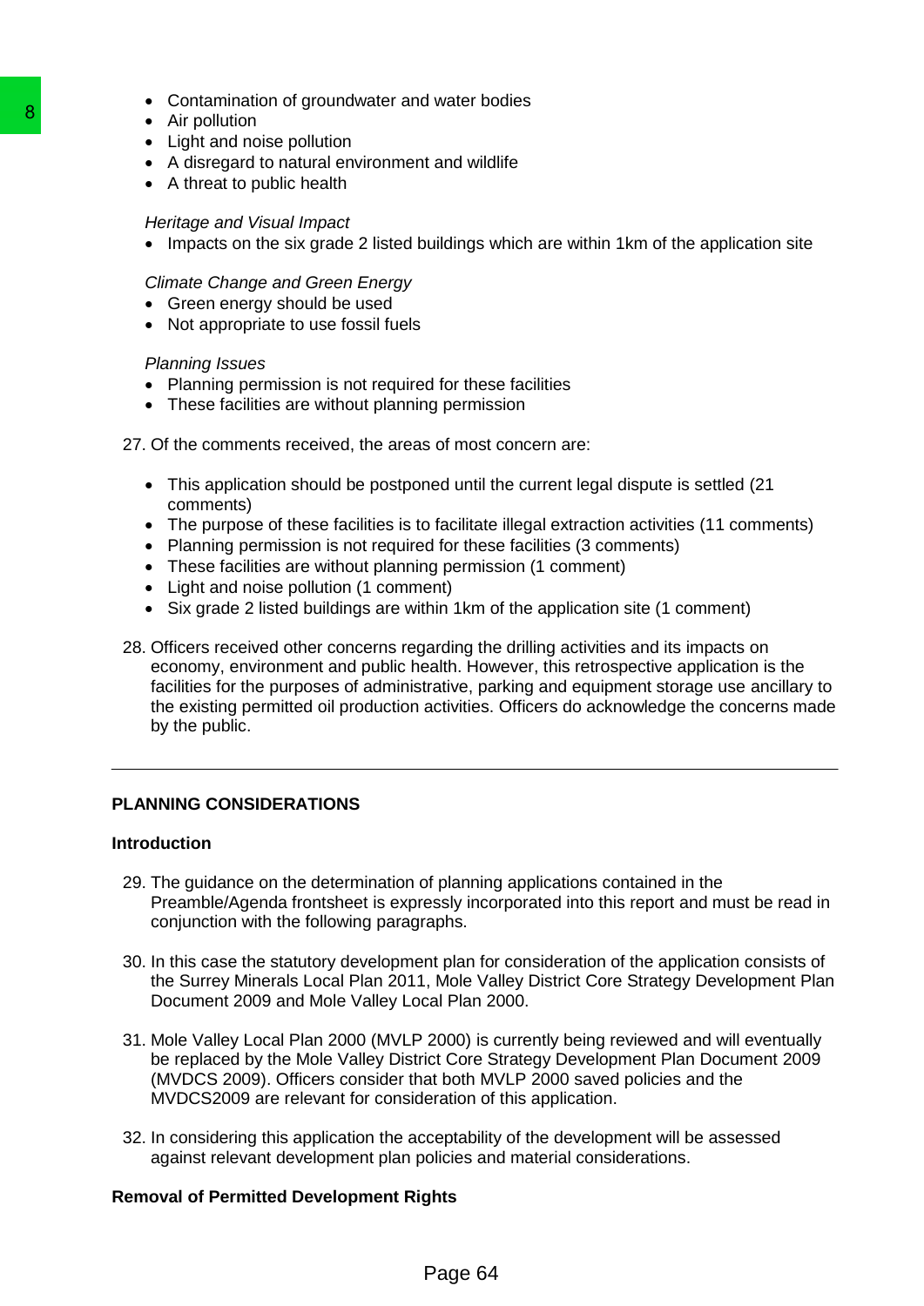- Contamination of groundwater and water bodies
- Air pollution
- Light and noise pollution
- A disregard to natural environment and wildlife
- A threat to public health

*Heritage and Visual Impact*

- Impacts on the six grade 2 listed buildings which are within 1km of the application site

*Climate Change and Green Energy*

- Green energy should be used
- Not appropriate to use fossil fuels

*Planning Issues*

- Planning permission is not required for these facilities
- These facilities are without planning permission

27. Of the comments received, the areas of most concern are:

    - This application should be postponed until the current legal dispute is settled (21 comments)
    - The purpose of these facilities is to facilitate illegal extraction activities (11 comments)
    - Planning permission is not required for these facilities (3 comments)
    - These facilities are without planning permission (1 comment)
    - Light and noise pollution (1 comment)
    - Six grade 2 listed buildings are within 1km of the application site (1 comment)

28. Officers received other concerns regarding the drilling activities and its impacts on economy, environment and public health. However, this retrospective application is the facilities for the purposes of administrative, parking and equipment storage use ancillary to the existing permitted oil production activities. Officers do acknowledge the concerns made by the public.

---

**PLANNING CONSIDERATIONS**

**Introduction**

29. The guidance on the determination of planning applications contained in the Preamble/Agenda frontsheet is expressly incorporated into this report and must be read in conjunction with the following paragraphs.

30. In this case the statutory development plan for consideration of the application consists of the Surrey Minerals Local Plan 2011, Mole Valley District Core Strategy Development Plan Document 2009 and Mole Valley Local Plan 2000.

31. Mole Valley Local Plan 2000 (MVLP 2000) is currently being reviewed and will eventually be replaced by the Mole Valley District Core Strategy Development Plan Document 2009 (MVDCS 2009). Officers consider that both MVLP 2000 saved policies and the MVDCS2009 are relevant for consideration of this application.

32. In considering this application the acceptability of the development will be assessed against relevant development plan policies and material considerations.

**Removal of Permitted Development Rights**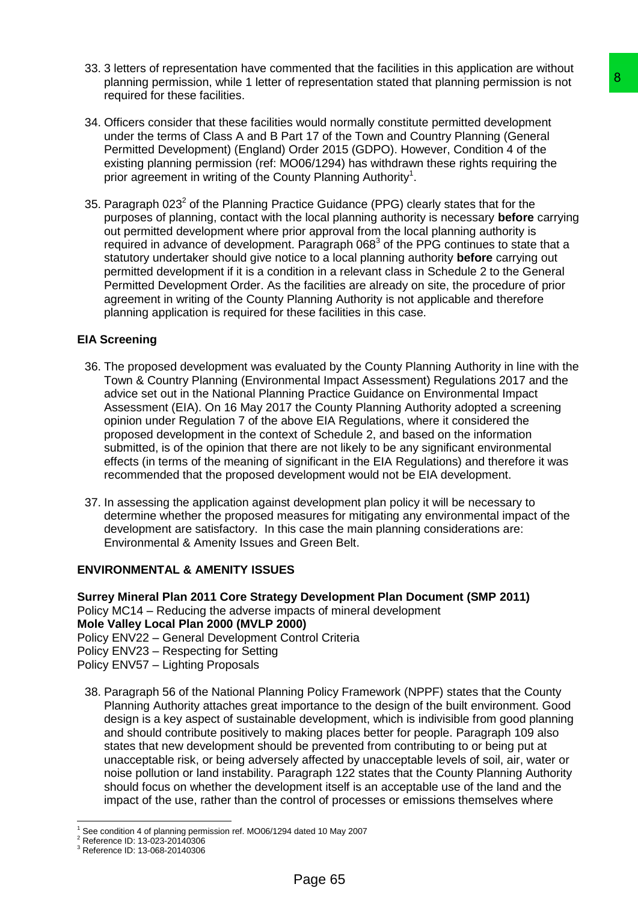33. 3 letters of representation have commented that the facilities in this application are without planning permission, while 1 letter of representation stated that planning permission is not required for these facilities.

34. Officers consider that these facilities would normally constitute permitted development under the terms of Class A and B Part 17 of the Town and Country Planning (General Permitted Development) (England) Order 2015 (GDPO). However, Condition 4 of the existing planning permission (ref: MO06/1294) has withdrawn these rights requiring the prior agreement in writing of the County Planning Authority[1].

35. Paragraph 023[2] of the Planning Practice Guidance (PPG) clearly states that for the purposes of planning, contact with the local planning authority is necessary **before** carrying out permitted development where prior approval from the local planning authority is required in advance of development. Paragraph 068[3] of the PPG continues to state that a statutory undertaker should give notice to a local planning authority **before** carrying out permitted development if it is a condition in a relevant class in Schedule 2 to the General Permitted Development Order. As the facilities are already on site, the procedure of prior agreement in writing of the County Planning Authority is not applicable and therefore planning application is required for these facilities in this case.

## EIA Screening

36. The proposed development was evaluated by the County Planning Authority in line with the Town & Country Planning (Environmental Impact Assessment) Regulations 2017 and the advice set out in the National Planning Practice Guidance on Environmental Impact Assessment (EIA). On 16 May 2017 the County Planning Authority adopted a screening opinion under Regulation 7 of the above EIA Regulations, where it considered the proposed development in the context of Schedule 2, and based on the information submitted, is of the opinion that there are not likely to be any significant environmental effects (in terms of the meaning of significant in the EIA Regulations) and therefore it was recommended that the proposed development would not be EIA development.

37. In assessing the application against development plan policy it will be necessary to determine whether the proposed measures for mitigating any environmental impact of the development are satisfactory. In this case the main planning considerations are: Environmental & Amenity Issues and Green Belt.

## ENVIRONMENTAL & AMENITY ISSUES

**Surrey Mineral Plan 2011 Core Strategy Development Plan Document (SMP 2011)**
Policy MC14 – Reducing the adverse impacts of mineral development
**Mole Valley Local Plan 2000 (MVLP 2000)**
Policy ENV22 – General Development Control Criteria
Policy ENV23 – Respecting for Setting
Policy ENV57 – Lighting Proposals

38. Paragraph 56 of the National Planning Policy Framework (NPPF) states that the County Planning Authority attaches great importance to the design of the built environment. Good design is a key aspect of sustainable development, which is indivisible from good planning and should contribute positively to making places better for people. Paragraph 109 also states that new development should be prevented from contributing to or being put at unacceptable risk, or being adversely affected by unacceptable levels of soil, air, water or noise pollution or land instability. Paragraph 122 states that the County Planning Authority should focus on whether the development itself is an acceptable use of the land and the impact of the use, rather than the control of processes or emissions themselves where

[1] See condition 4 of planning permission ref. MO06/1294 dated 10 May 2007
[2] Reference ID: 13-023-20140306
[3] Reference ID: 13-068-20140306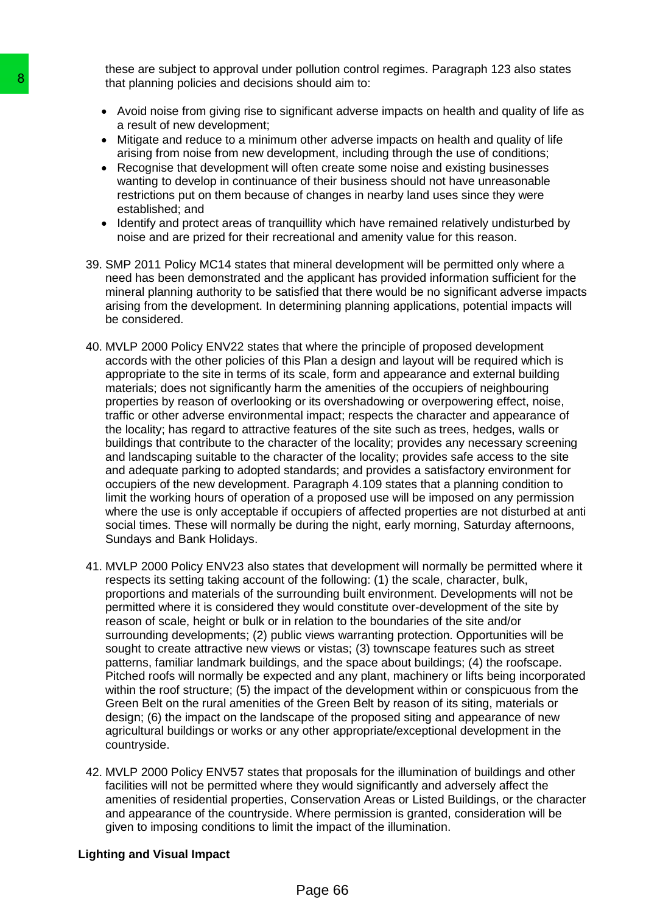these are subject to approval under pollution control regimes. Paragraph 123 also states that planning policies and decisions should aim to:

- Avoid noise from giving rise to significant adverse impacts on health and quality of life as a result of new development;
- Mitigate and reduce to a minimum other adverse impacts on health and quality of life arising from noise from new development, including through the use of conditions;
- Recognise that development will often create some noise and existing businesses wanting to develop in continuance of their business should not have unreasonable restrictions put on them because of changes in nearby land uses since they were established; and
- Identify and protect areas of tranquillity which have remained relatively undisturbed by noise and are prized for their recreational and amenity value for this reason.

39. SMP 2011 Policy MC14 states that mineral development will be permitted only where a need has been demonstrated and the applicant has provided information sufficient for the mineral planning authority to be satisfied that there would be no significant adverse impacts arising from the development. In determining planning applications, potential impacts will be considered.

40. MVLP 2000 Policy ENV22 states that where the principle of proposed development accords with the other policies of this Plan a design and layout will be required which is appropriate to the site in terms of its scale, form and appearance and external building materials; does not significantly harm the amenities of the occupiers of neighbouring properties by reason of overlooking or its overshadowing or overpowering effect, noise, traffic or other adverse environmental impact; respects the character and appearance of the locality; has regard to attractive features of the site such as trees, hedges, walls or buildings that contribute to the character of the locality; provides any necessary screening and landscaping suitable to the character of the locality; provides safe access to the site and adequate parking to adopted standards; and provides a satisfactory environment for occupiers of the new development. Paragraph 4.109 states that a planning condition to limit the working hours of operation of a proposed use will be imposed on any permission where the use is only acceptable if occupiers of affected properties are not disturbed at anti social times. These will normally be during the night, early morning, Saturday afternoons, Sundays and Bank Holidays.

41. MVLP 2000 Policy ENV23 also states that development will normally be permitted where it respects its setting taking account of the following: (1) the scale, character, bulk, proportions and materials of the surrounding built environment. Developments will not be permitted where it is considered they would constitute over-development of the site by reason of scale, height or bulk or in relation to the boundaries of the site and/or surrounding developments; (2) public views warranting protection. Opportunities will be sought to create attractive new views or vistas; (3) townscape features such as street patterns, familiar landmark buildings, and the space about buildings; (4) the roofscape. Pitched roofs will normally be expected and any plant, machinery or lifts being incorporated within the roof structure; (5) the impact of the development within or conspicuous from the Green Belt on the rural amenities of the Green Belt by reason of its siting, materials or design; (6) the impact on the landscape of the proposed siting and appearance of new agricultural buildings or works or any other appropriate/exceptional development in the countryside.

42. MVLP 2000 Policy ENV57 states that proposals for the illumination of buildings and other facilities will not be permitted where they would significantly and adversely affect the amenities of residential properties, Conservation Areas or Listed Buildings, or the character and appearance of the countryside. Where permission is granted, consideration will be given to imposing conditions to limit the impact of the illumination.

**Lighting and Visual Impact**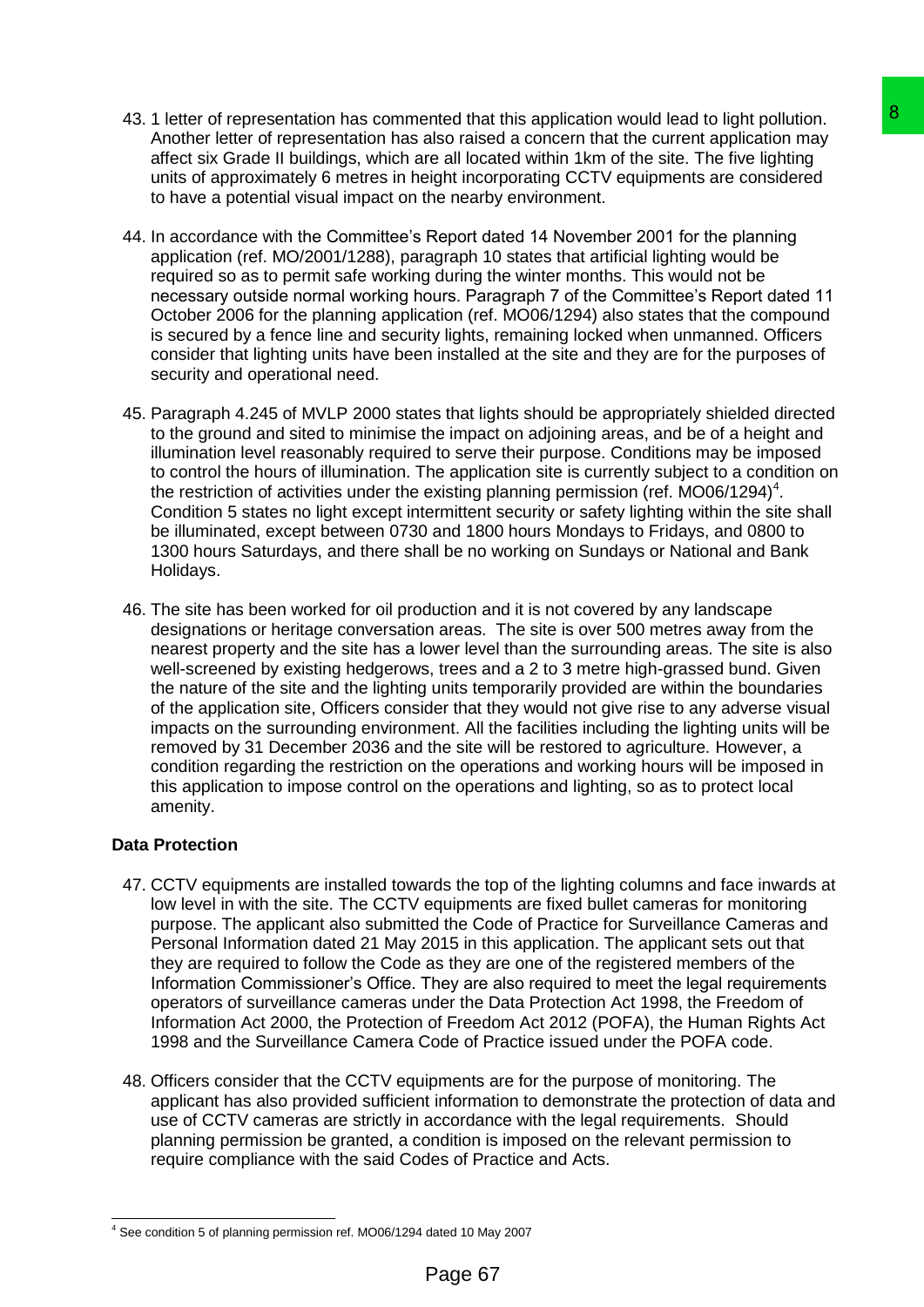43. 1 letter of representation has commented that this application would lead to light pollution. Another letter of representation has also raised a concern that the current application may affect six Grade II buildings, which are all located within 1km of the site. The five lighting units of approximately 6 metres in height incorporating CCTV equipments are considered to have a potential visual impact on the nearby environment.

44. In accordance with the Committee's Report dated 14 November 2001 for the planning application (ref. MO/2001/1288), paragraph 10 states that artificial lighting would be required so as to permit safe working during the winter months. This would not be necessary outside normal working hours. Paragraph 7 of the Committee's Report dated 11 October 2006 for the planning application (ref. MO06/1294) also states that the compound is secured by a fence line and security lights, remaining locked when unmanned. Officers consider that lighting units have been installed at the site and they are for the purposes of security and operational need.

45. Paragraph 4.245 of MVLP 2000 states that lights should be appropriately shielded directed to the ground and sited to minimise the impact on adjoining areas, and be of a height and illumination level reasonably required to serve their purpose. Conditions may be imposed to control the hours of illumination. The application site is currently subject to a condition on the restriction of activities under the existing planning permission (ref. MO06/1294)[4]. Condition 5 states no light except intermittent security or safety lighting within the site shall be illuminated, except between 0730 and 1800 hours Mondays to Fridays, and 0800 to 1300 hours Saturdays, and there shall be no working on Sundays or National and Bank Holidays.

46. The site has been worked for oil production and it is not covered by any landscape designations or heritage conversation areas. The site is over 500 metres away from the nearest property and the site has a lower level than the surrounding areas. The site is also well-screened by existing hedgerows, trees and a 2 to 3 metre high-grassed bund. Given the nature of the site and the lighting units temporarily provided are within the boundaries of the application site, Officers consider that they would not give rise to any adverse visual impacts on the surrounding environment. All the facilities including the lighting units will be removed by 31 December 2036 and the site will be restored to agriculture. However, a condition regarding the restriction on the operations and working hours will be imposed in this application to impose control on the operations and lighting, so as to protect local amenity.

**Data Protection**

47. CCTV equipments are installed towards the top of the lighting columns and face inwards at low level in with the site. The CCTV equipments are fixed bullet cameras for monitoring purpose. The applicant also submitted the Code of Practice for Surveillance Cameras and Personal Information dated 21 May 2015 in this application. The applicant sets out that they are required to follow the Code as they are one of the registered members of the Information Commissioner's Office. They are also required to meet the legal requirements operators of surveillance cameras under the Data Protection Act 1998, the Freedom of Information Act 2000, the Protection of Freedom Act 2012 (POFA), the Human Rights Act 1998 and the Surveillance Camera Code of Practice issued under the POFA code.

48. Officers consider that the CCTV equipments are for the purpose of monitoring. The applicant has also provided sufficient information to demonstrate the protection of data and use of CCTV cameras are strictly in accordance with the legal requirements. Should planning permission be granted, a condition is imposed on the relevant permission to require compliance with the said Codes of Practice and Acts.

[4] See condition 5 of planning permission ref. MO06/1294 dated 10 May 2007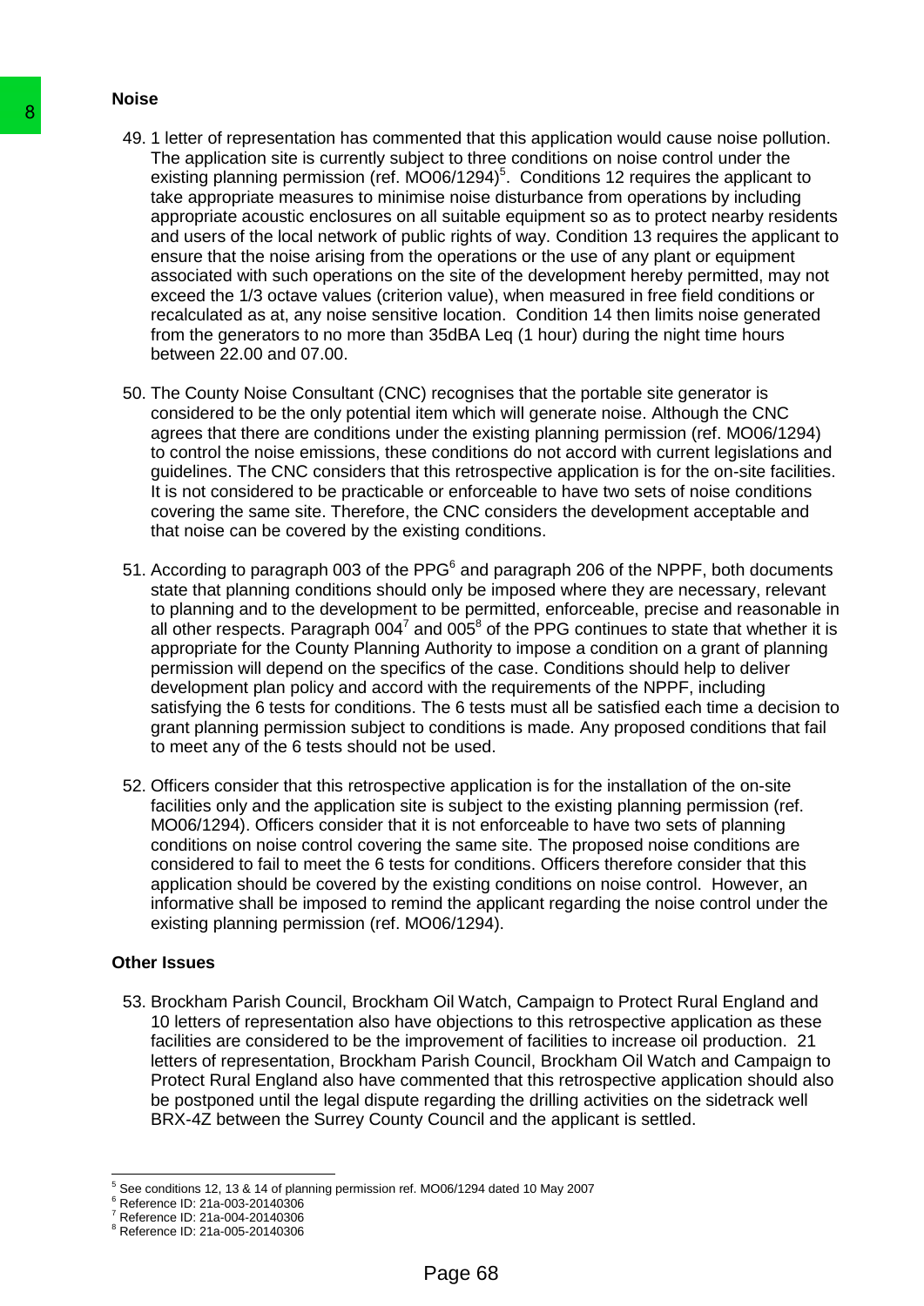## Noise

49. 1 letter of representation has commented that this application would cause noise pollution. The application site is currently subject to three conditions on noise control under the existing planning permission (ref. MO06/1294)[5]. Conditions 12 requires the applicant to take appropriate measures to minimise noise disturbance from operations by including appropriate acoustic enclosures on all suitable equipment so as to protect nearby residents and users of the local network of public rights of way. Condition 13 requires the applicant to ensure that the noise arising from the operations or the use of any plant or equipment associated with such operations on the site of the development hereby permitted, may not exceed the 1/3 octave values (criterion value), when measured in free field conditions or recalculated as at, any noise sensitive location. Condition 14 then limits noise generated from the generators to no more than 35dBA Leq (1 hour) during the night time hours between 22.00 and 07.00.

50. The County Noise Consultant (CNC) recognises that the portable site generator is considered to be the only potential item which will generate noise. Although the CNC agrees that there are conditions under the existing planning permission (ref. MO06/1294) to control the noise emissions, these conditions do not accord with current legislations and guidelines. The CNC considers that this retrospective application is for the on-site facilities. It is not considered to be practicable or enforceable to have two sets of noise conditions covering the same site. Therefore, the CNC considers the development acceptable and that noise can be covered by the existing conditions.

51. According to paragraph 003 of the PPG[6] and paragraph 206 of the NPPF, both documents state that planning conditions should only be imposed where they are necessary, relevant to planning and to the development to be permitted, enforceable, precise and reasonable in all other respects. Paragraph 004[7] and 005[8] of the PPG continues to state that whether it is appropriate for the County Planning Authority to impose a condition on a grant of planning permission will depend on the specifics of the case. Conditions should help to deliver development plan policy and accord with the requirements of the NPPF, including satisfying the 6 tests for conditions. The 6 tests must all be satisfied each time a decision to grant planning permission subject to conditions is made. Any proposed conditions that fail to meet any of the 6 tests should not be used.

52. Officers consider that this retrospective application is for the installation of the on-site facilities only and the application site is subject to the existing planning permission (ref. MO06/1294). Officers consider that it is not enforceable to have two sets of planning conditions on noise control covering the same site. The proposed noise conditions are considered to fail to meet the 6 tests for conditions. Officers therefore consider that this application should be covered by the existing conditions on noise control. However, an informative shall be imposed to remind the applicant regarding the noise control under the existing planning permission (ref. MO06/1294).

## Other Issues

53. Brockham Parish Council, Brockham Oil Watch, Campaign to Protect Rural England and 10 letters of representation also have objections to this retrospective application as these facilities are considered to be the improvement of facilities to increase oil production. 21 letters of representation, Brockham Parish Council, Brockham Oil Watch and Campaign to Protect Rural England also have commented that this retrospective application should also be postponed until the legal dispute regarding the drilling activities on the sidetrack well BRX-4Z between the Surrey County Council and the applicant is settled.

---

[5] See conditions 12, 13 & 14 of planning permission ref. MO06/1294 dated 10 May 2007
[6] Reference ID: 21a-003-20140306
[7] Reference ID: 21a-004-20140306
[8] Reference ID: 21a-005-20140306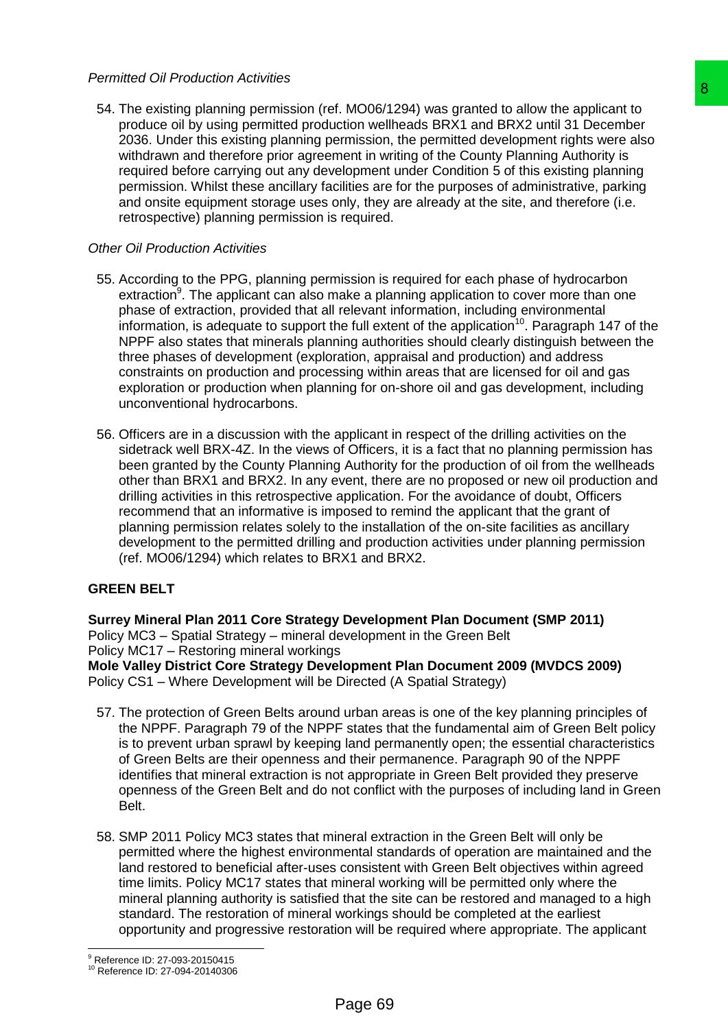*Permitted Oil Production Activities*

54. The existing planning permission (ref. MO06/1294) was granted to allow the applicant to produce oil by using permitted production wellheads BRX1 and BRX2 until 31 December 2036. Under this existing planning permission, the permitted development rights were also withdrawn and therefore prior agreement in writing of the County Planning Authority is required before carrying out any development under Condition 5 of this existing planning permission. Whilst these ancillary facilities are for the purposes of administrative, parking and onsite equipment storage uses only, they are already at the site, and therefore (i.e. retrospective) planning permission is required.

*Other Oil Production Activities*

55. According to the PPG, planning permission is required for each phase of hydrocarbon extraction[9]. The applicant can also make a planning application to cover more than one phase of extraction, provided that all relevant information, including environmental information, is adequate to support the full extent of the application[10]. Paragraph 147 of the NPPF also states that minerals planning authorities should clearly distinguish between the three phases of development (exploration, appraisal and production) and address constraints on production and processing within areas that are licensed for oil and gas exploration or production when planning for on-shore oil and gas development, including unconventional hydrocarbons.

56. Officers are in a discussion with the applicant in respect of the drilling activities on the sidetrack well BRX-4Z. In the views of Officers, it is a fact that no planning permission has been granted by the County Planning Authority for the production of oil from the wellheads other than BRX1 and BRX2. In any event, there are no proposed or new oil production and drilling activities in this retrospective application. For the avoidance of doubt, Officers recommend that an informative is imposed to remind the applicant that the grant of planning permission relates solely to the installation of the on-site facilities as ancillary development to the permitted drilling and production activities under planning permission (ref. MO06/1294) which relates to BRX1 and BRX2.

## GREEN BELT

**Surrey Mineral Plan 2011 Core Strategy Development Plan Document (SMP 2011)**
Policy MC3 – Spatial Strategy – mineral development in the Green Belt
Policy MC17 – Restoring mineral workings
**Mole Valley District Core Strategy Development Plan Document 2009 (MVDCS 2009)**
Policy CS1 – Where Development will be Directed (A Spatial Strategy)

57. The protection of Green Belts around urban areas is one of the key planning principles of the NPPF. Paragraph 79 of the NPPF states that the fundamental aim of Green Belt policy is to prevent urban sprawl by keeping land permanently open; the essential characteristics of Green Belts are their openness and their permanence. Paragraph 90 of the NPPF identifies that mineral extraction is not appropriate in Green Belt provided they preserve openness of the Green Belt and do not conflict with the purposes of including land in Green Belt.

58. SMP 2011 Policy MC3 states that mineral extraction in the Green Belt will only be permitted where the highest environmental standards of operation are maintained and the land restored to beneficial after-uses consistent with Green Belt objectives within agreed time limits. Policy MC17 states that mineral working will be permitted only where the mineral planning authority is satisfied that the site can be restored and managed to a high standard. The restoration of mineral workings should be completed at the earliest opportunity and progressive restoration will be required where appropriate. The applicant

[9] Reference ID: 27-093-20150415
[10] Reference ID: 27-094-20140306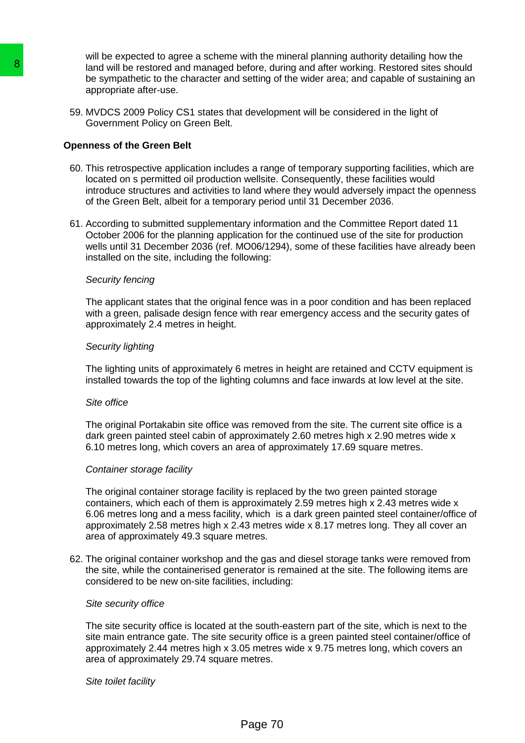will be expected to agree a scheme with the mineral planning authority detailing how the land will be restored and managed before, during and after working. Restored sites should be sympathetic to the character and setting of the wider area; and capable of sustaining an appropriate after-use.

59. MVDCS 2009 Policy CS1 states that development will be considered in the light of Government Policy on Green Belt.

**Openness of the Green Belt**

60. This retrospective application includes a range of temporary supporting facilities, which are located on s permitted oil production wellsite. Consequently, these facilities would introduce structures and activities to land where they would adversely impact the openness of the Green Belt, albeit for a temporary period until 31 December 2036.

61. According to submitted supplementary information and the Committee Report dated 11 October 2006 for the planning application for the continued use of the site for production wells until 31 December 2036 (ref. MO06/1294), some of these facilities have already been installed on the site, including the following:

*Security fencing*

The applicant states that the original fence was in a poor condition and has been replaced with a green, palisade design fence with rear emergency access and the security gates of approximately 2.4 metres in height.

*Security lighting*

The lighting units of approximately 6 metres in height are retained and CCTV equipment is installed towards the top of the lighting columns and face inwards at low level at the site.

*Site office*

The original Portakabin site office was removed from the site. The current site office is a dark green painted steel cabin of approximately 2.60 metres high x 2.90 metres wide x 6.10 metres long, which covers an area of approximately 17.69 square metres.

*Container storage facility*

The original container storage facility is replaced by the two green painted storage containers, which each of them is approximately 2.59 metres high x 2.43 metres wide x 6.06 metres long and a mess facility, which is a dark green painted steel container/office of approximately 2.58 metres high x 2.43 metres wide x 8.17 metres long. They all cover an area of approximately 49.3 square metres.

62. The original container workshop and the gas and diesel storage tanks were removed from the site, while the containerised generator is remained at the site. The following items are considered to be new on-site facilities, including:

*Site security office*

The site security office is located at the south-eastern part of the site, which is next to the site main entrance gate. The site security office is a green painted steel container/office of approximately 2.44 metres high x 3.05 metres wide x 9.75 metres long, which covers an area of approximately 29.74 square metres.

*Site toilet facility*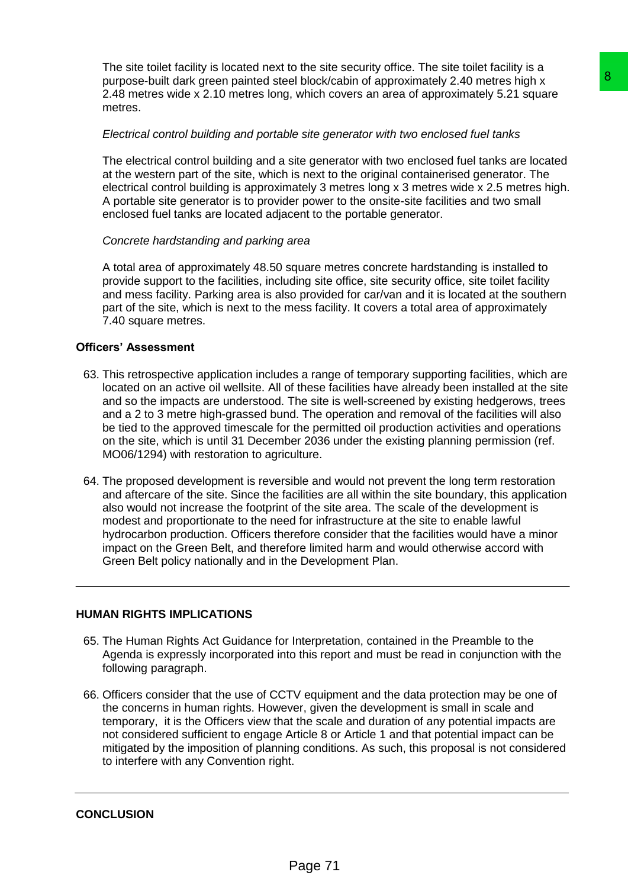The site toilet facility is located next to the site security office. The site toilet facility is a purpose-built dark green painted steel block/cabin of approximately 2.40 metres high x 2.48 metres wide x 2.10 metres long, which covers an area of approximately 5.21 square metres.

*Electrical control building and portable site generator with two enclosed fuel tanks*

The electrical control building and a site generator with two enclosed fuel tanks are located at the western part of the site, which is next to the original containerised generator. The electrical control building is approximately 3 metres long x 3 metres wide x 2.5 metres high. A portable site generator is to provider power to the onsite-site facilities and two small enclosed fuel tanks are located adjacent to the portable generator.

*Concrete hardstanding and parking area*

A total area of approximately 48.50 square metres concrete hardstanding is installed to provide support to the facilities, including site office, site security office, site toilet facility and mess facility. Parking area is also provided for car/van and it is located at the southern part of the site, which is next to the mess facility. It covers a total area of approximately 7.40 square metres.

**Officers' Assessment**

63. This retrospective application includes a range of temporary supporting facilities, which are located on an active oil wellsite. All of these facilities have already been installed at the site and so the impacts are understood. The site is well-screened by existing hedgerows, trees and a 2 to 3 metre high-grassed bund. The operation and removal of the facilities will also be tied to the approved timescale for the permitted oil production activities and operations on the site, which is until 31 December 2036 under the existing planning permission (ref. MO06/1294) with restoration to agriculture.

64. The proposed development is reversible and would not prevent the long term restoration and aftercare of the site. Since the facilities are all within the site boundary, this application also would not increase the footprint of the site area. The scale of the development is modest and proportionate to the need for infrastructure at the site to enable lawful hydrocarbon production. Officers therefore consider that the facilities would have a minor impact on the Green Belt, and therefore limited harm and would otherwise accord with Green Belt policy nationally and in the Development Plan.

---

**HUMAN RIGHTS IMPLICATIONS**

65. The Human Rights Act Guidance for Interpretation, contained in the Preamble to the Agenda is expressly incorporated into this report and must be read in conjunction with the following paragraph.

66. Officers consider that the use of CCTV equipment and the data protection may be one of the concerns in human rights. However, given the development is small in scale and temporary, it is the Officers view that the scale and duration of any potential impacts are not considered sufficient to engage Article 8 or Article 1 and that potential impact can be mitigated by the imposition of planning conditions. As such, this proposal is not considered to interfere with any Convention right.

---

**CONCLUSION**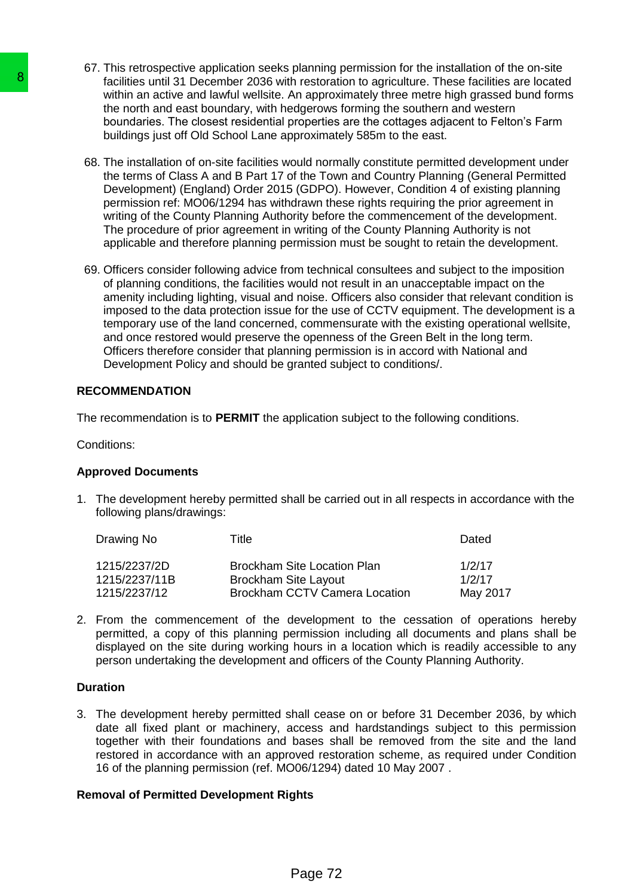67. This retrospective application seeks planning permission for the installation of the on-site facilities until 31 December 2036 with restoration to agriculture. These facilities are located within an active and lawful wellsite. An approximately three metre high grassed bund forms the north and east boundary, with hedgerows forming the southern and western boundaries. The closest residential properties are the cottages adjacent to Felton's Farm buildings just off Old School Lane approximately 585m to the east.

68. The installation of on-site facilities would normally constitute permitted development under the terms of Class A and B Part 17 of the Town and Country Planning (General Permitted Development) (England) Order 2015 (GDPO). However, Condition 4 of existing planning permission ref: MO06/1294 has withdrawn these rights requiring the prior agreement in writing of the County Planning Authority before the commencement of the development. The procedure of prior agreement in writing of the County Planning Authority is not applicable and therefore planning permission must be sought to retain the development.

69. Officers consider following advice from technical consultees and subject to the imposition of planning conditions, the facilities would not result in an unacceptable impact on the amenity including lighting, visual and noise. Officers also consider that relevant condition is imposed to the data protection issue for the use of CCTV equipment. The development is a temporary use of the land concerned, commensurate with the existing operational wellsite, and once restored would preserve the openness of the Green Belt in the long term. Officers therefore consider that planning permission is in accord with National and Development Policy and should be granted subject to conditions/.

## RECOMMENDATION

The recommendation is to **PERMIT** the application subject to the following conditions.

Conditions:

### Approved Documents

1. The development hereby permitted shall be carried out in all respects in accordance with the following plans/drawings:

| Drawing No | Title | Dated |
|---|---|---|
| 1215/2237/2D | Brockham Site Location Plan | 1/2/17 |
| 1215/2237/11B | Brockham Site Layout | 1/2/17 |
| 1215/2237/12 | Brockham CCTV Camera Location | May 2017 |

2. From the commencement of the development to the cessation of operations hereby permitted, a copy of this planning permission including all documents and plans shall be displayed on the site during working hours in a location which is readily accessible to any person undertaking the development and officers of the County Planning Authority.

### Duration

3. The development hereby permitted shall cease on or before 31 December 2036, by which date all fixed plant or machinery, access and hardstandings subject to this permission together with their foundations and bases shall be removed from the site and the land restored in accordance with an approved restoration scheme, as required under Condition 16 of the planning permission (ref. MO06/1294) dated 10 May 2007 .

### Removal of Permitted Development Rights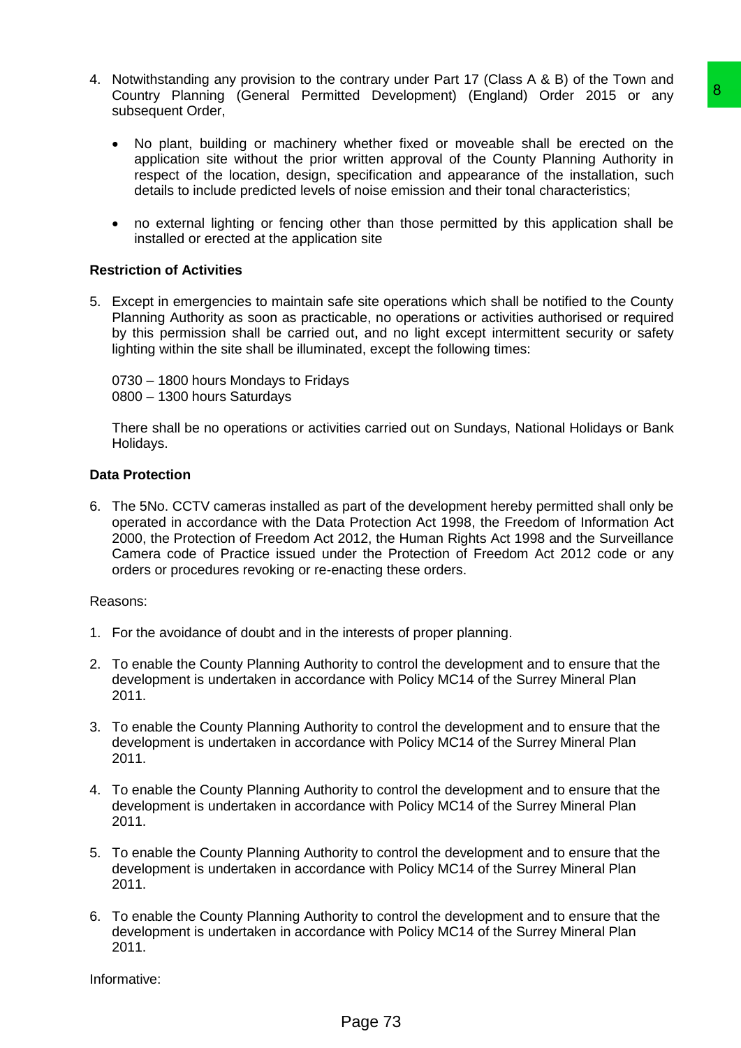4. Notwithstanding any provision to the contrary under Part 17 (Class A & B) of the Town and Country Planning (General Permitted Development) (England) Order 2015 or any subsequent Order,

   - No plant, building or machinery whether fixed or moveable shall be erected on the application site without the prior written approval of the County Planning Authority in respect of the location, design, specification and appearance of the installation, such details to include predicted levels of noise emission and their tonal characteristics;

   - no external lighting or fencing other than those permitted by this application shall be installed or erected at the application site

**Restriction of Activities**

5. Except in emergencies to maintain safe site operations which shall be notified to the County Planning Authority as soon as practicable, no operations or activities authorised or required by this permission shall be carried out, and no light except intermittent security or safety lighting within the site shall be illuminated, except the following times:

   0730 – 1800 hours Mondays to Fridays
   0800 – 1300 hours Saturdays

   There shall be no operations or activities carried out on Sundays, National Holidays or Bank Holidays.

**Data Protection**

6. The 5No. CCTV cameras installed as part of the development hereby permitted shall only be operated in accordance with the Data Protection Act 1998, the Freedom of Information Act 2000, the Protection of Freedom Act 2012, the Human Rights Act 1998 and the Surveillance Camera code of Practice issued under the Protection of Freedom Act 2012 code or any orders or procedures revoking or re-enacting these orders.

Reasons:

1. For the avoidance of doubt and in the interests of proper planning.

2. To enable the County Planning Authority to control the development and to ensure that the development is undertaken in accordance with Policy MC14 of the Surrey Mineral Plan 2011.

3. To enable the County Planning Authority to control the development and to ensure that the development is undertaken in accordance with Policy MC14 of the Surrey Mineral Plan 2011.

4. To enable the County Planning Authority to control the development and to ensure that the development is undertaken in accordance with Policy MC14 of the Surrey Mineral Plan 2011.

5. To enable the County Planning Authority to control the development and to ensure that the development is undertaken in accordance with Policy MC14 of the Surrey Mineral Plan 2011.

6. To enable the County Planning Authority to control the development and to ensure that the development is undertaken in accordance with Policy MC14 of the Surrey Mineral Plan 2011.

Informative: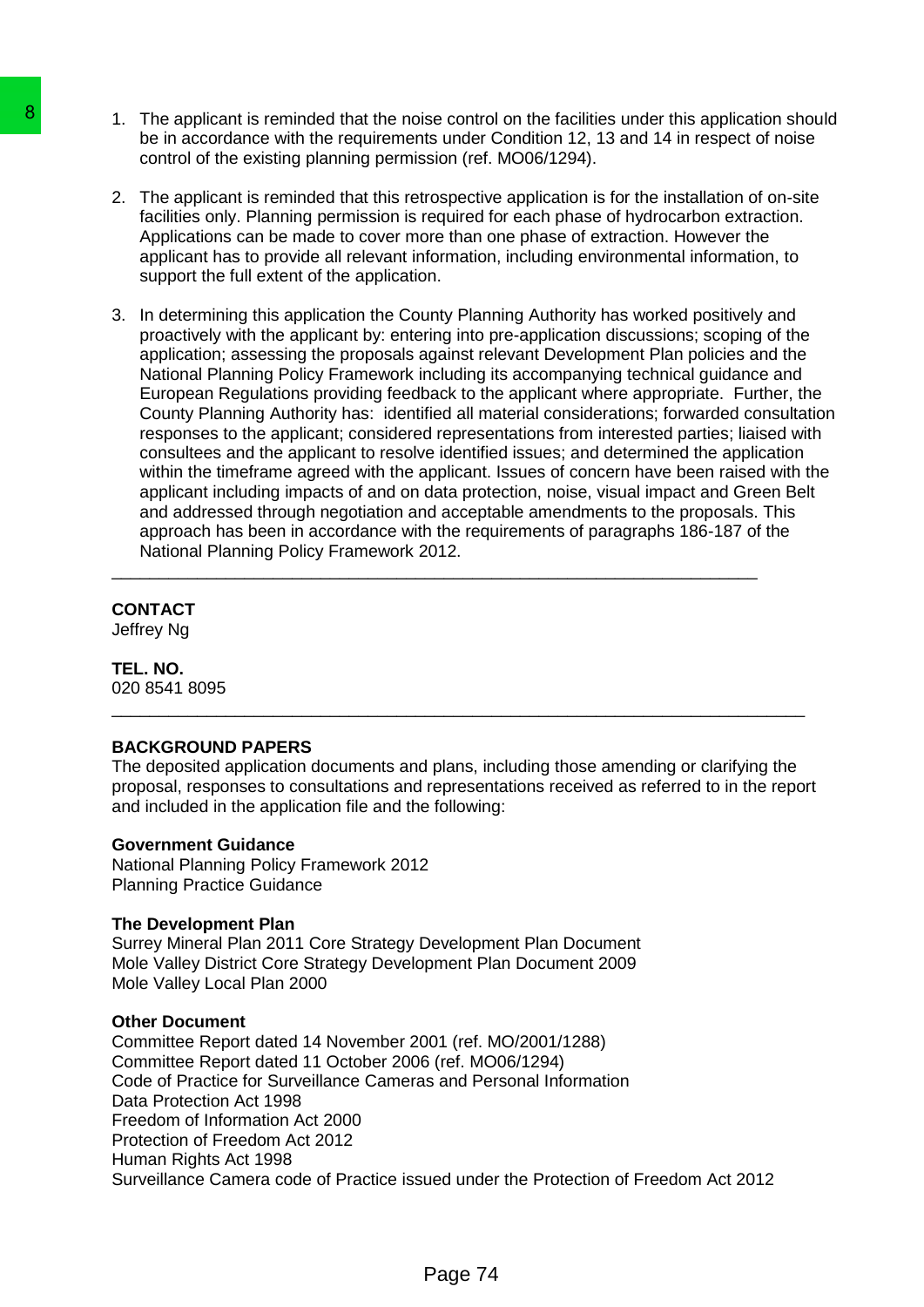1. The applicant is reminded that the noise control on the facilities under this application should be in accordance with the requirements under Condition 12, 13 and 14 in respect of noise control of the existing planning permission (ref. MO06/1294).

2. The applicant is reminded that this retrospective application is for the installation of on-site facilities only. Planning permission is required for each phase of hydrocarbon extraction. Applications can be made to cover more than one phase of extraction. However the applicant has to provide all relevant information, including environmental information, to support the full extent of the application.

3. In determining this application the County Planning Authority has worked positively and proactively with the applicant by: entering into pre-application discussions; scoping of the application; assessing the proposals against relevant Development Plan policies and the National Planning Policy Framework including its accompanying technical guidance and European Regulations providing feedback to the applicant where appropriate. Further, the County Planning Authority has: identified all material considerations; forwarded consultation responses to the applicant; considered representations from interested parties; liaised with consultees and the applicant to resolve identified issues; and determined the application within the timeframe agreed with the applicant. Issues of concern have been raised with the applicant including impacts of and on data protection, noise, visual impact and Green Belt and addressed through negotiation and acceptable amendments to the proposals. This approach has been in accordance with the requirements of paragraphs 186-187 of the National Planning Policy Framework 2012.

---

**CONTACT**
Jeffrey Ng

**TEL. NO.**
020 8541 8095

---

**BACKGROUND PAPERS**

The deposited application documents and plans, including those amending or clarifying the proposal, responses to consultations and representations received as referred to in the report and included in the application file and the following:

**Government Guidance**

National Planning Policy Framework 2012
Planning Practice Guidance

**The Development Plan**

Surrey Mineral Plan 2011 Core Strategy Development Plan Document
Mole Valley District Core Strategy Development Plan Document 2009
Mole Valley Local Plan 2000

**Other Document**

Committee Report dated 14 November 2001 (ref. MO/2001/1288)
Committee Report dated 11 October 2006 (ref. MO06/1294)
Code of Practice for Surveillance Cameras and Personal Information
Data Protection Act 1998
Freedom of Information Act 2000
Protection of Freedom Act 2012
Human Rights Act 1998
Surveillance Camera code of Practice issued under the Protection of Freedom Act 2012